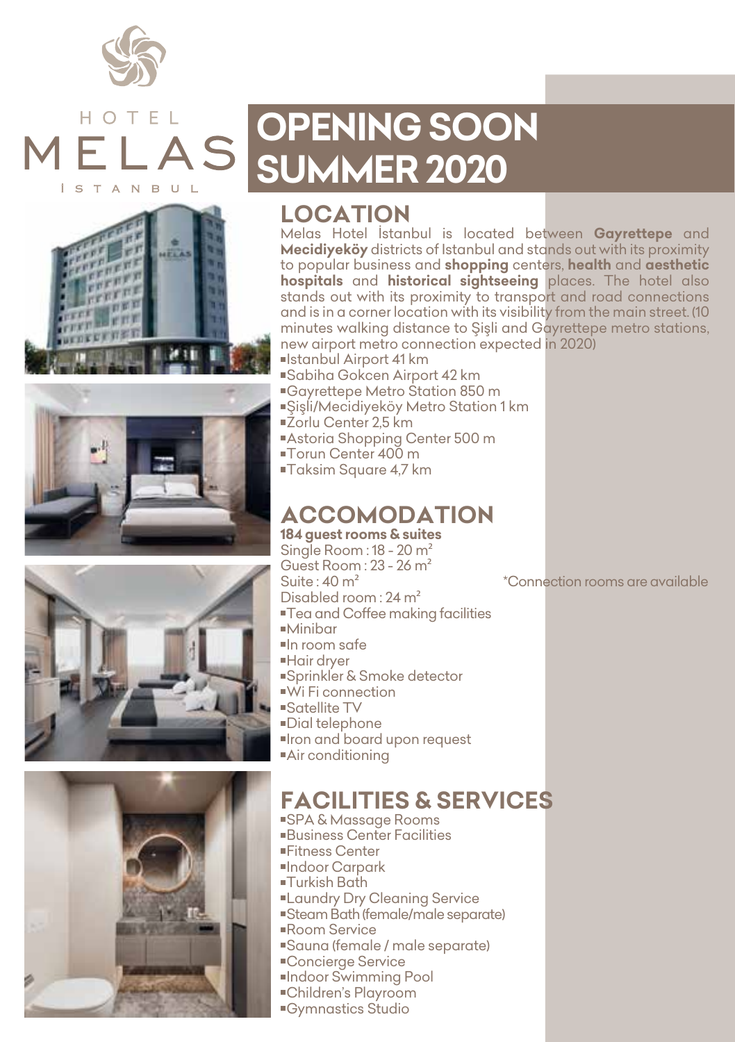HOTEL MELAS ISTANBUL

# OPENING SOON SUMMER 2020

## LOCATION

Melas Hotel İstanbul is located between **Gayrettepe** and **Mecidiyeköy** districts of Istanbul and stands out with its proximity to popular business and **shopping** centers, **health** and **aesthetic hospitals** and **historical sightseeing** places. The hotel also stands out with its proximity to transport and road connections and is in a corner location with its visibility from the main street. (10 minutes walking distance to Şişli and Gayrettepe metro stations, new airport metro connection expected in 2020)

- Istanbul Airport 41 km
- Sabiha Gokcen Airport 42 km
- Gayrettepe Metro Station 850 m
- Şişli/Mecidiyeköy Metro Station 1 km
- Zorlu Center 2,5 km
- Astoria Shopping Center 500 m
- Torun Center 400 m
- Taksim Square 4,7 km

## ACCOMODATION

**184 guest rooms & suites**

Single Room : 18 - 20 m²
Guest Room : 23 - 26 m²
Suite : 40 m²
Disabled room : 24 m²

*Connection rooms are available

- Tea and Coffee making facilities
- Minibar
- In room safe
- Hair dryer
- Sprinkler & Smoke detector
- Wi Fi connection
- Satellite TV
- Dial telephone
- Iron and board upon request
- Air conditioning

## FACILITIES & SERVICES

- SPA & Massage Rooms
- Business Center Facilities
- Fitness Center
- Indoor Carpark
- Turkish Bath
- Laundry Dry Cleaning Service
- Steam Bath (female/male separate)
- Room Service
- Sauna (female / male separate)
- Concierge Service
- Indoor Swimming Pool
- Children's Playroom
- Gymnastics Studio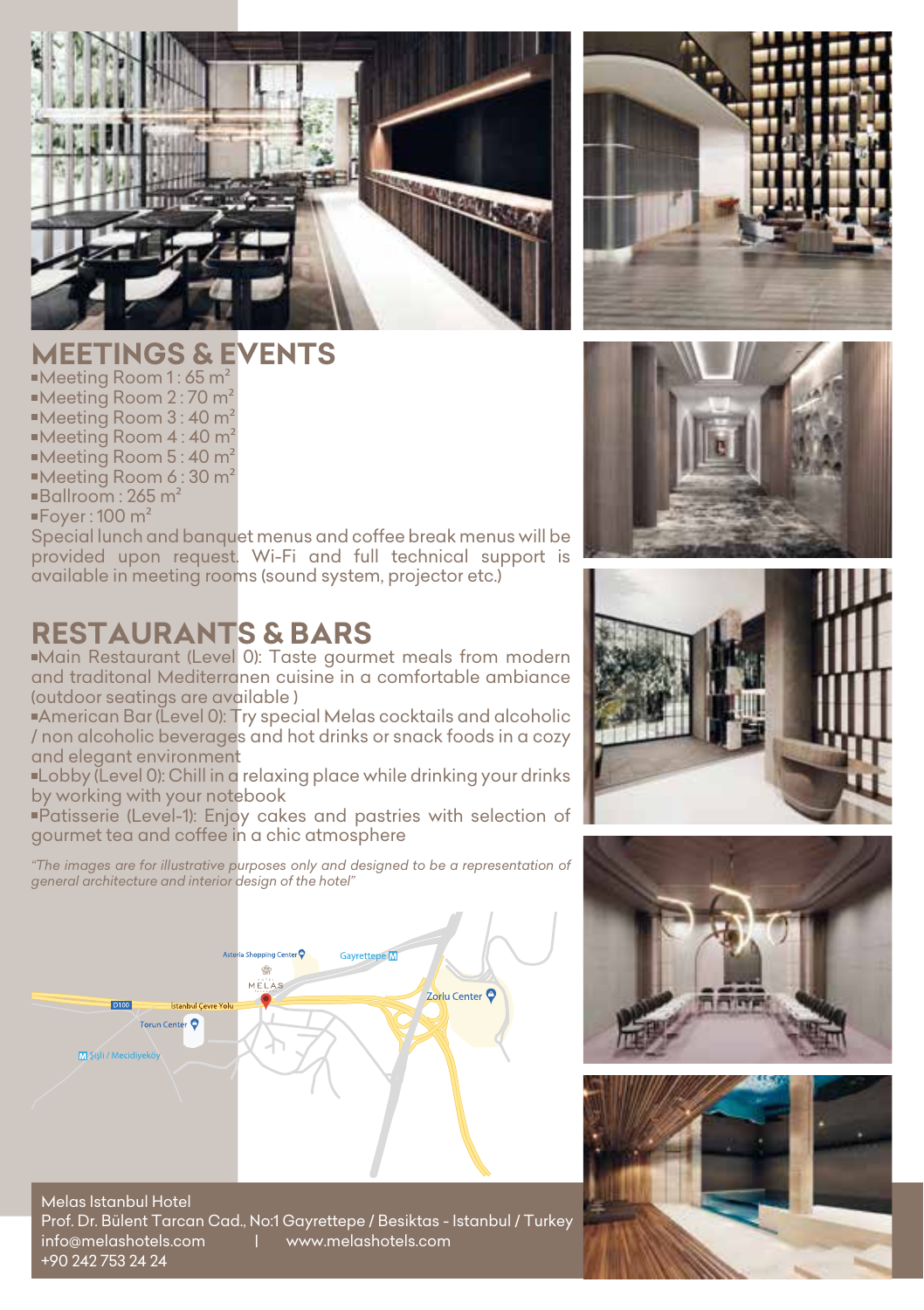## MEETINGS & EVENTS

- Meeting Room 1 : 65 m²
- Meeting Room 2 : 70 m²
- Meeting Room 3 : 40 m²
- Meeting Room 4 : 40 m²
- Meeting Room 5 : 40 m²
- Meeting Room 6 : 30 m²
- Ballroom : 265 m²
- Foyer : 100 m²

Special lunch and banquet menus and coffee break menus will be provided upon request. Wi-Fi and full technical support is available in meeting rooms (sound system, projector etc.)

## RESTAURANTS & BARS

- Main Restaurant (Level 0): Taste gourmet meals from modern and traditonal Mediterranen cuisine in a comfortable ambiance (outdoor seatings are available )
- American Bar (Level 0): Try special Melas cocktails and alcoholic / non alcoholic beverages and hot drinks or snack foods in a cozy and elegant environment
- Lobby (Level 0): Chill in a relaxing place while drinking your drinks by working with your notebook
- Patisserie (Level-1): Enjoy cakes and pastries with selection of gourmet tea and coffee in a chic atmosphere

*"The images are for illustrative purposes only and designed to be a representation of general architecture and interior design of the hotel"*

Astoria Shopping Center
Gayrettepe
MELAS
D100
İstanbul Çevre Yolu
Zorlu Center
Torun Center
Şişli / Mecidiyeköy

Melas Istanbul Hotel
Prof. Dr. Bülent Tarcan Cad., No:1 Gayrettepe / Besiktas - Istanbul / Turkey
info@melashotels.com | www.melashotels.com
+90 242 753 24 24